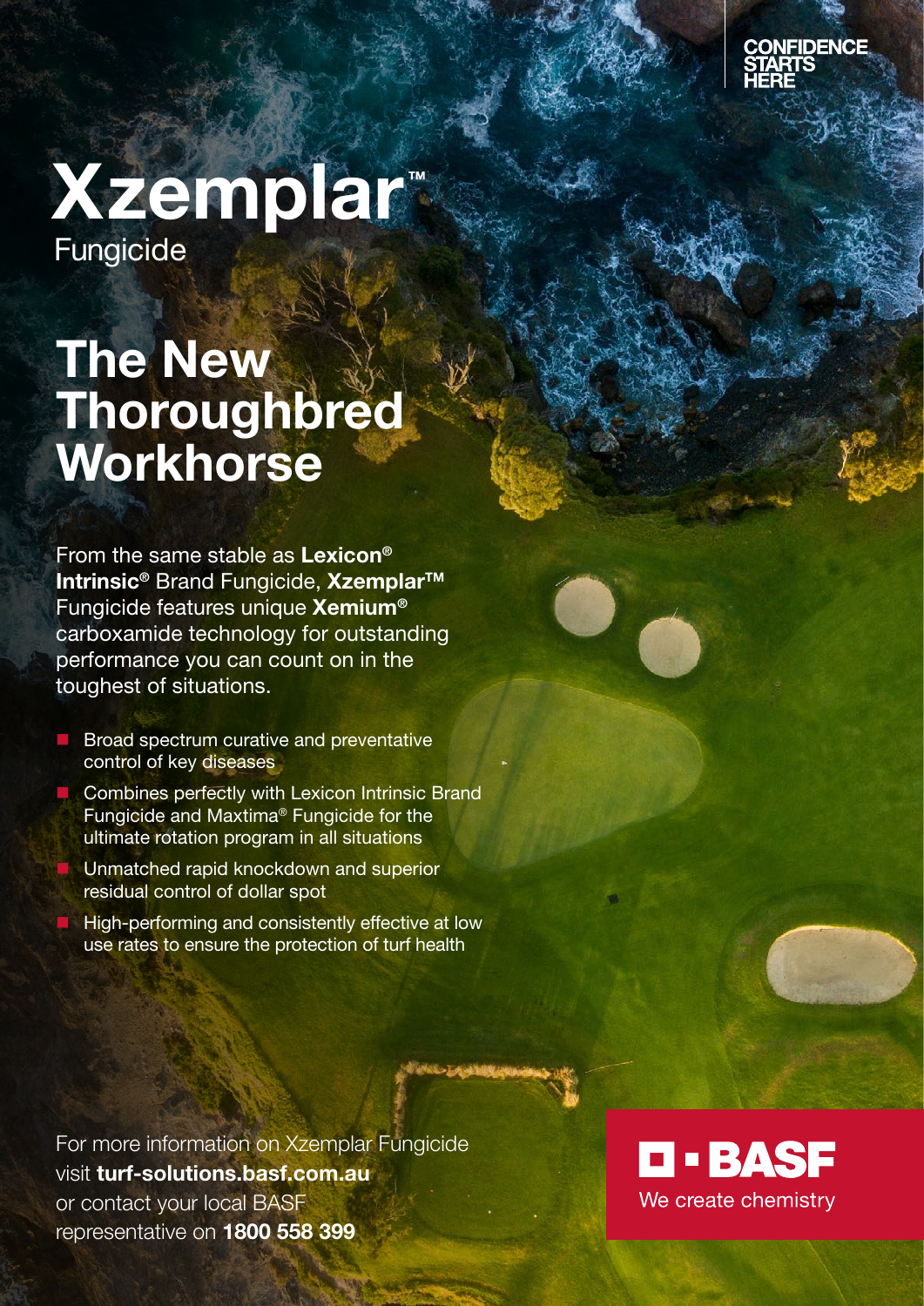CONFIDENCE STARTS HERE

# Xzemplar™

Fungicide

## The New Thoroughbred Workhorse

From the same stable as **Lexicon® Intrinsic®** Brand Fungicide, **Xzemplar™** Fungicide features unique **Xemium®** carboxamide technology for outstanding performance you can count on in the toughest of situations.

- Broad spectrum curative and preventative control of key diseases
- Combines perfectly with Lexicon Intrinsic Brand Fungicide and Maxtima® Fungicide for the ultimate rotation program in all situations
- Unmatched rapid knockdown and superior residual control of dollar spot
- High-performing and consistently effective at low use rates to ensure the protection of turf health

For more information on Xzemplar Fungicide visit **turf-solutions.basf.com.au** or contact your local BASF representative on **1800 558 399**

BASF

We create chemistry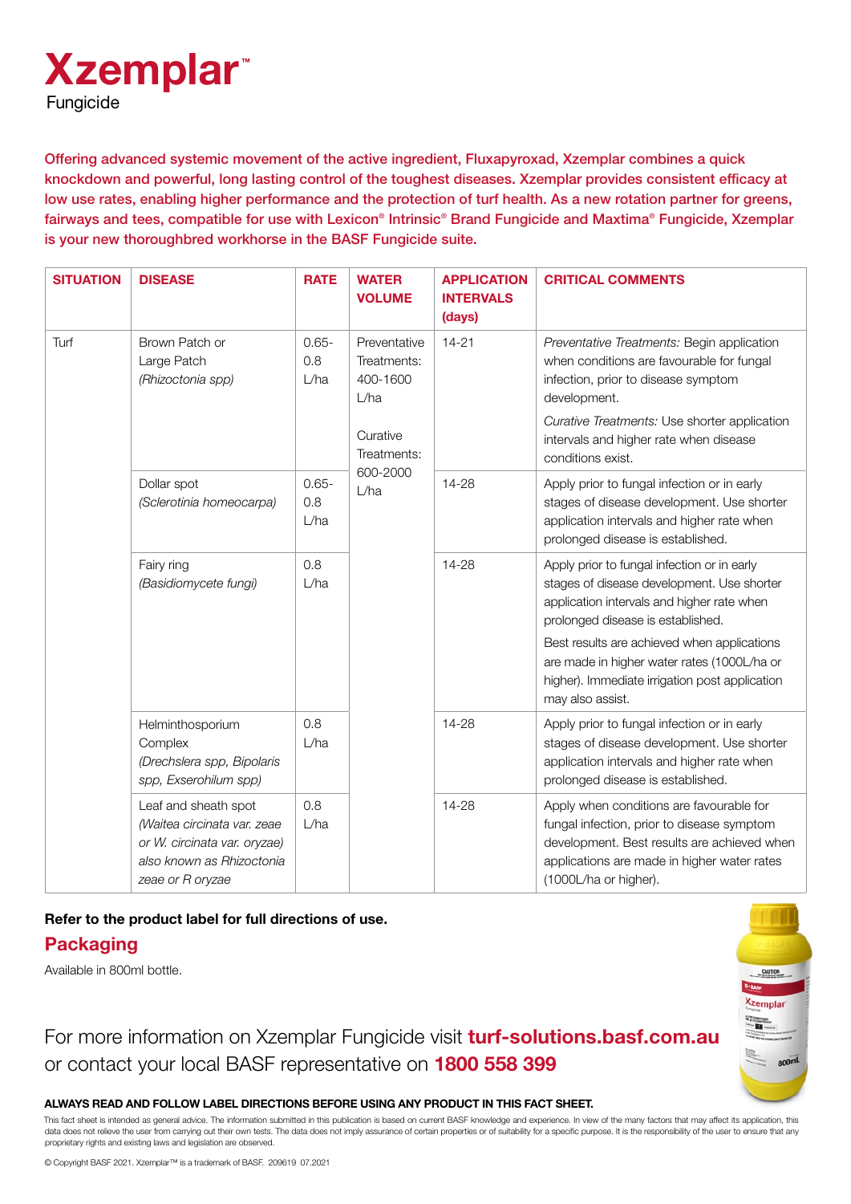# Xzemplar™

Fungicide

**Offering advanced systemic movement of the active ingredient, Fluxapyroxad, Xzemplar combines a quick knockdown and powerful, long lasting control of the toughest diseases. Xzemplar provides consistent efficacy at low use rates, enabling higher performance and the protection of turf health. As a new rotation partner for greens, fairways and tees, compatible for use with Lexicon® Intrinsic® Brand Fungicide and Maxtima® Fungicide, Xzemplar is your new thoroughbred workhorse in the BASF Fungicide suite.**

| SITUATION | DISEASE | RATE | WATER VOLUME | APPLICATION INTERVALS (days) | CRITICAL COMMENTS |
|---|---|---|---|---|---|
| Turf | Brown Patch or Large Patch *(Rhizoctonia spp)* | 0.65-0.8 L/ha | Preventative Treatments: 400-1600 L/ha<br><br>Curative Treatments: 600-2000 L/ha | 14-21 | *Preventative Treatments:* Begin application when conditions are favourable for fungal infection, prior to disease symptom development.<br><br>*Curative Treatments:* Use shorter application intervals and higher rate when disease conditions exist. |
| | Dollar spot *(Sclerotinia homeocarpa)* | 0.65-0.8 L/ha | | 14-28 | Apply prior to fungal infection or in early stages of disease development. Use shorter application intervals and higher rate when prolonged disease is established. |
| | Fairy ring *(Basidiomycete fungi)* | 0.8 L/ha | | 14-28 | Apply prior to fungal infection or in early stages of disease development. Use shorter application intervals and higher rate when prolonged disease is established.<br><br>Best results are achieved when applications are made in higher water rates (1000L/ha or higher). Immediate irrigation post application may also assist. |
| | Helminthosporium Complex *(Drechslera spp, Bipolaris spp, Exserohilum spp)* | 0.8 L/ha | | 14-28 | Apply prior to fungal infection or in early stages of disease development. Use shorter application intervals and higher rate when prolonged disease is established. |
| | Leaf and sheath spot *(Waitea circinata var. zeae or W. circinata var. oryzae) also known as Rhizoctonia zeae or R oryzae* | 0.8 L/ha | | 14-28 | Apply when conditions are favourable for fungal infection, prior to disease symptom development. Best results are achieved when applications are made in higher water rates (1000L/ha or higher). |

**Refer to the product label for full directions of use.**

## Packaging

Available in 800ml bottle.

For more information on Xzemplar Fungicide visit **turf-solutions.basf.com.au** or contact your local BASF representative on **1800 558 399**

**ALWAYS READ AND FOLLOW LABEL DIRECTIONS BEFORE USING ANY PRODUCT IN THIS FACT SHEET.**

This fact sheet is intended as general advice. The information submitted in this publication is based on current BASF knowledge and experience. In view of the many factors that may affect its application, this data does not relieve the user from carrying out their own tests. The data does not imply assurance of certain properties or of suitability for a specific purpose. It is the responsibility of the user to ensure that any proprietary rights and existing laws and legislation are observed.

© Copyright BASF 2021. Xzemplar™ is a trademark of BASF. 209619 07.2021